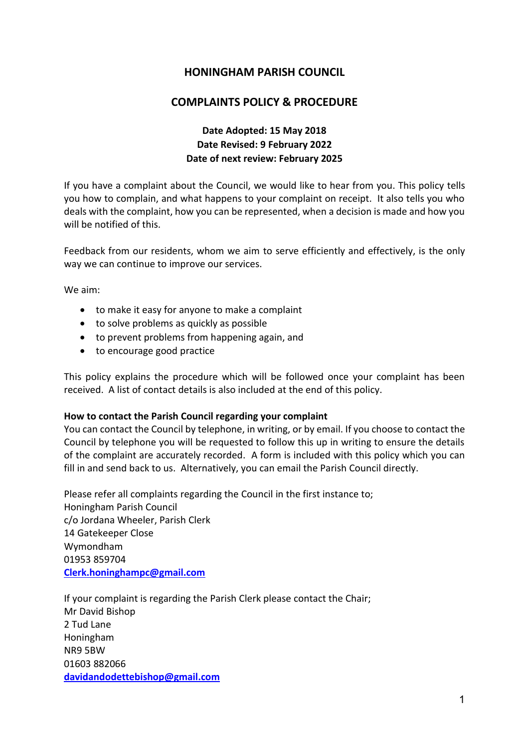# HONINGHAM PARISH COUNCIL

## COMPLAINTS POLICY & PROCEDURE

**Date Adopted: 15 May 2018**
**Date Revised: 9 February 2022**
**Date of next review: February 2025**

If you have a complaint about the Council, we would like to hear from you. This policy tells you how to complain, and what happens to your complaint on receipt. It also tells you who deals with the complaint, how you can be represented, when a decision is made and how you will be notified of this.

Feedback from our residents, whom we aim to serve efficiently and effectively, is the only way we can continue to improve our services.

We aim:

- to make it easy for anyone to make a complaint
- to solve problems as quickly as possible
- to prevent problems from happening again, and
- to encourage good practice

This policy explains the procedure which will be followed once your complaint has been received. A list of contact details is also included at the end of this policy.

**How to contact the Parish Council regarding your complaint**
You can contact the Council by telephone, in writing, or by email. If you choose to contact the Council by telephone you will be requested to follow this up in writing to ensure the details of the complaint are accurately recorded. A form is included with this policy which you can fill in and send back to us. Alternatively, you can email the Parish Council directly.

Please refer all complaints regarding the Council in the first instance to;
Honingham Parish Council
c/o Jordana Wheeler, Parish Clerk
14 Gatekeeper Close
Wymondham
01953 859704
Clerk.honinghampc@gmail.com

If your complaint is regarding the Parish Clerk please contact the Chair;
Mr David Bishop
2 Tud Lane
Honingham
NR9 5BW
01603 882066
davidandodettebishop@gmail.com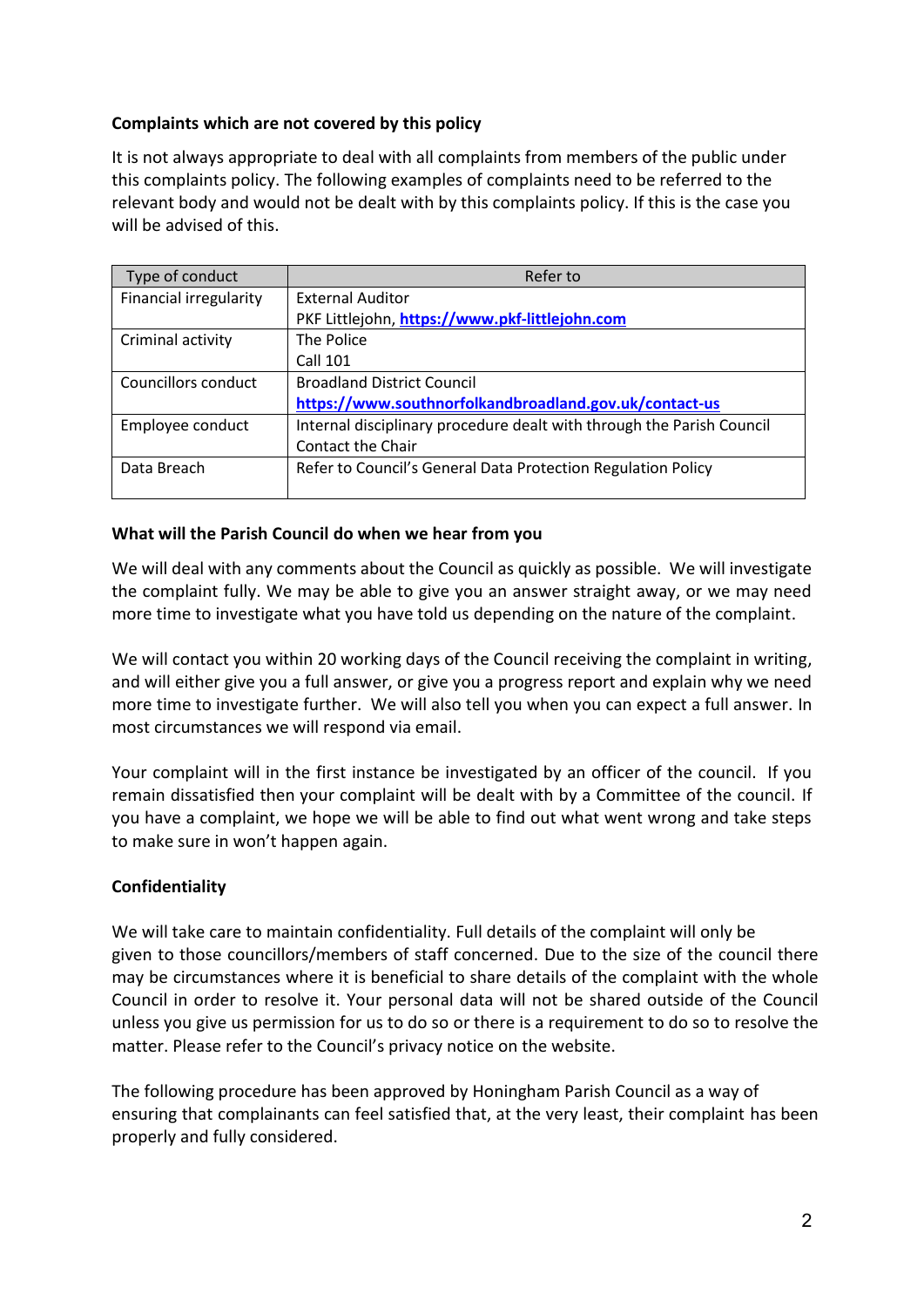**Complaints which are not covered by this policy**

It is not always appropriate to deal with all complaints from members of the public under this complaints policy. The following examples of complaints need to be referred to the relevant body and would not be dealt with by this complaints policy. If this is the case you will be advised of this.

| Type of conduct | Refer to |
|---|---|
| Financial irregularity | External Auditor<br>PKF Littlejohn, **https://www.pkf-littlejohn.com** |
| Criminal activity | The Police<br>Call 101 |
| Councillors conduct | Broadland District Council<br>**https://www.southnorfolkandbroadland.gov.uk/contact-us** |
| Employee conduct | Internal disciplinary procedure dealt with through the Parish Council<br>Contact the Chair |
| Data Breach | Refer to Council's General Data Protection Regulation Policy |

**What will the Parish Council do when we hear from you**

We will deal with any comments about the Council as quickly as possible. We will investigate the complaint fully. We may be able to give you an answer straight away, or we may need more time to investigate what you have told us depending on the nature of the complaint.

We will contact you within 20 working days of the Council receiving the complaint in writing, and will either give you a full answer, or give you a progress report and explain why we need more time to investigate further. We will also tell you when you can expect a full answer. In most circumstances we will respond via email.

Your complaint will in the first instance be investigated by an officer of the council. If you remain dissatisfied then your complaint will be dealt with by a Committee of the council. If you have a complaint, we hope we will be able to find out what went wrong and take steps to make sure in won't happen again.

**Confidentiality**

We will take care to maintain confidentiality. Full details of the complaint will only be given to those councillors/members of staff concerned. Due to the size of the council there may be circumstances where it is beneficial to share details of the complaint with the whole Council in order to resolve it. Your personal data will not be shared outside of the Council unless you give us permission for us to do so or there is a requirement to do so to resolve the matter. Please refer to the Council's privacy notice on the website.

The following procedure has been approved by Honingham Parish Council as a way of ensuring that complainants can feel satisfied that, at the very least, their complaint has been properly and fully considered.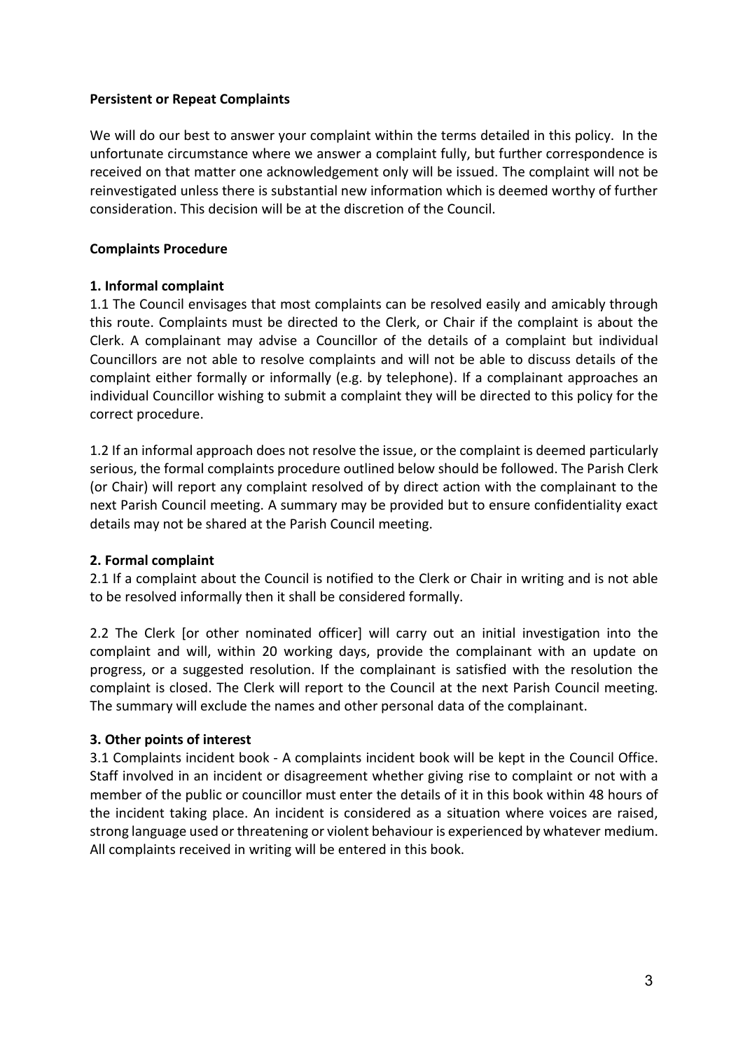**Persistent or Repeat Complaints**

We will do our best to answer your complaint within the terms detailed in this policy. In the unfortunate circumstance where we answer a complaint fully, but further correspondence is received on that matter one acknowledgement only will be issued. The complaint will not be reinvestigated unless there is substantial new information which is deemed worthy of further consideration. This decision will be at the discretion of the Council.

**Complaints Procedure**

**1. Informal complaint**

1.1 The Council envisages that most complaints can be resolved easily and amicably through this route. Complaints must be directed to the Clerk, or Chair if the complaint is about the Clerk. A complainant may advise a Councillor of the details of a complaint but individual Councillors are not able to resolve complaints and will not be able to discuss details of the complaint either formally or informally (e.g. by telephone). If a complainant approaches an individual Councillor wishing to submit a complaint they will be directed to this policy for the correct procedure.

1.2 If an informal approach does not resolve the issue, or the complaint is deemed particularly serious, the formal complaints procedure outlined below should be followed. The Parish Clerk (or Chair) will report any complaint resolved of by direct action with the complainant to the next Parish Council meeting. A summary may be provided but to ensure confidentiality exact details may not be shared at the Parish Council meeting.

**2. Formal complaint**

2.1 If a complaint about the Council is notified to the Clerk or Chair in writing and is not able to be resolved informally then it shall be considered formally.

2.2 The Clerk [or other nominated officer] will carry out an initial investigation into the complaint and will, within 20 working days, provide the complainant with an update on progress, or a suggested resolution. If the complainant is satisfied with the resolution the complaint is closed. The Clerk will report to the Council at the next Parish Council meeting. The summary will exclude the names and other personal data of the complainant.

**3. Other points of interest**

3.1 Complaints incident book - A complaints incident book will be kept in the Council Office. Staff involved in an incident or disagreement whether giving rise to complaint or not with a member of the public or councillor must enter the details of it in this book within 48 hours of the incident taking place. An incident is considered as a situation where voices are raised, strong language used or threatening or violent behaviour is experienced by whatever medium. All complaints received in writing will be entered in this book.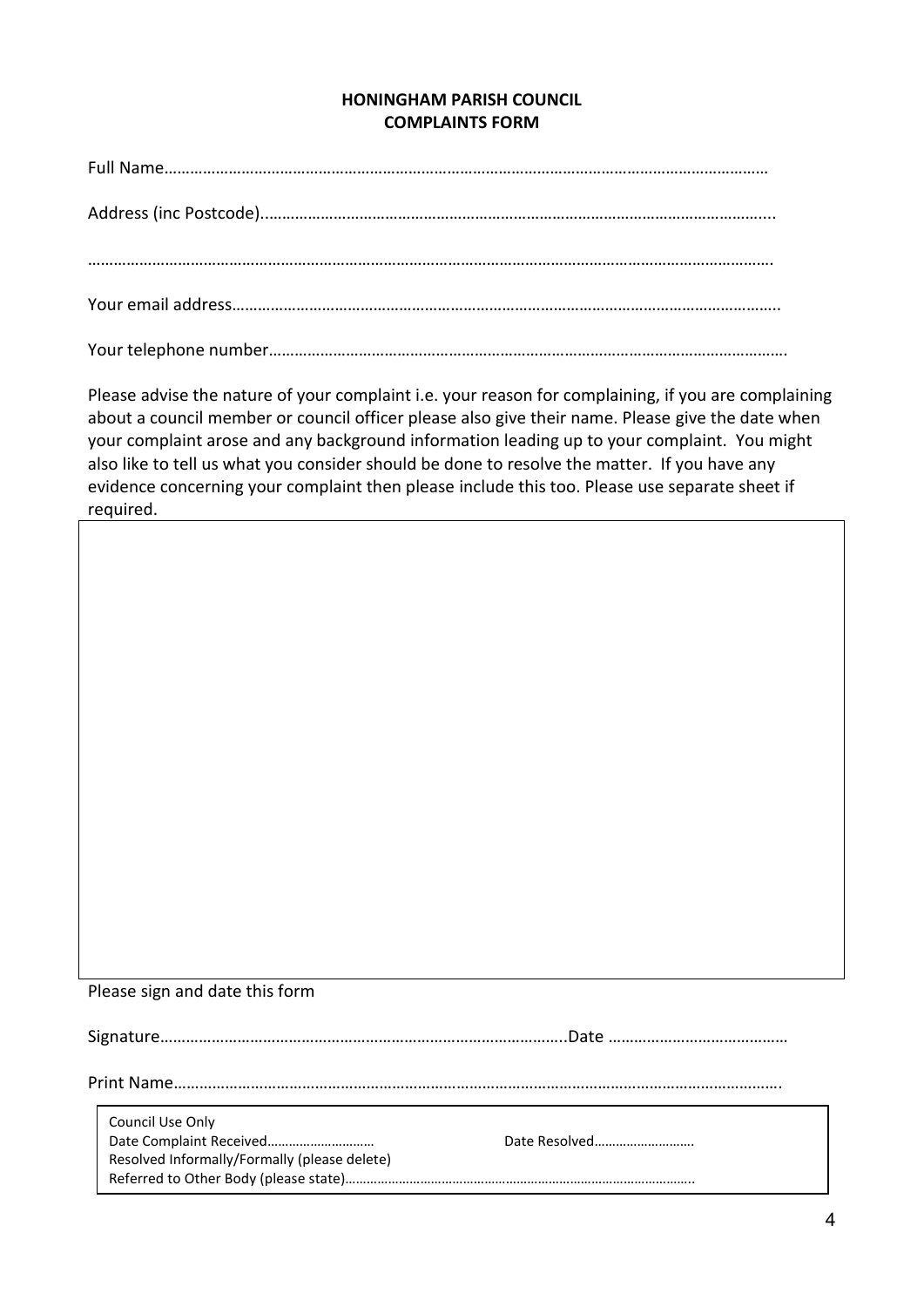**HONINGHAM PARISH COUNCIL**
**COMPLAINTS FORM**

Full Name………………………………………………………………………………………………………………………

Address (inc Postcode)...………………………………………………………………………………………………...

……………………………………………………………………………………………………………………………………

Your email address……………………………………………………………………………………………………..

Your telephone number……………………………………………………………………………………………….

Please advise the nature of your complaint i.e. your reason for complaining, if you are complaining about a council member or council officer please also give their name. Please give the date when your complaint arose and any background information leading up to your complaint. You might also like to tell us what you consider should be done to resolve the matter. If you have any evidence concerning your complaint then please include this too. Please use separate sheet if required.

| |
|---|
| |

Please sign and date this form

Signature…………………………………………………………………………………..Date ……………………………………

Print Name……………………………………………………………………………………………………………………..

| | |
|---|---|
| Council Use Only | |
| Date Complaint Received………………………… | Date Resolved………………………. |
| Resolved Informally/Formally (please delete) | |
| Referred to Other Body (please state)…………………………………………………………………………….. | |